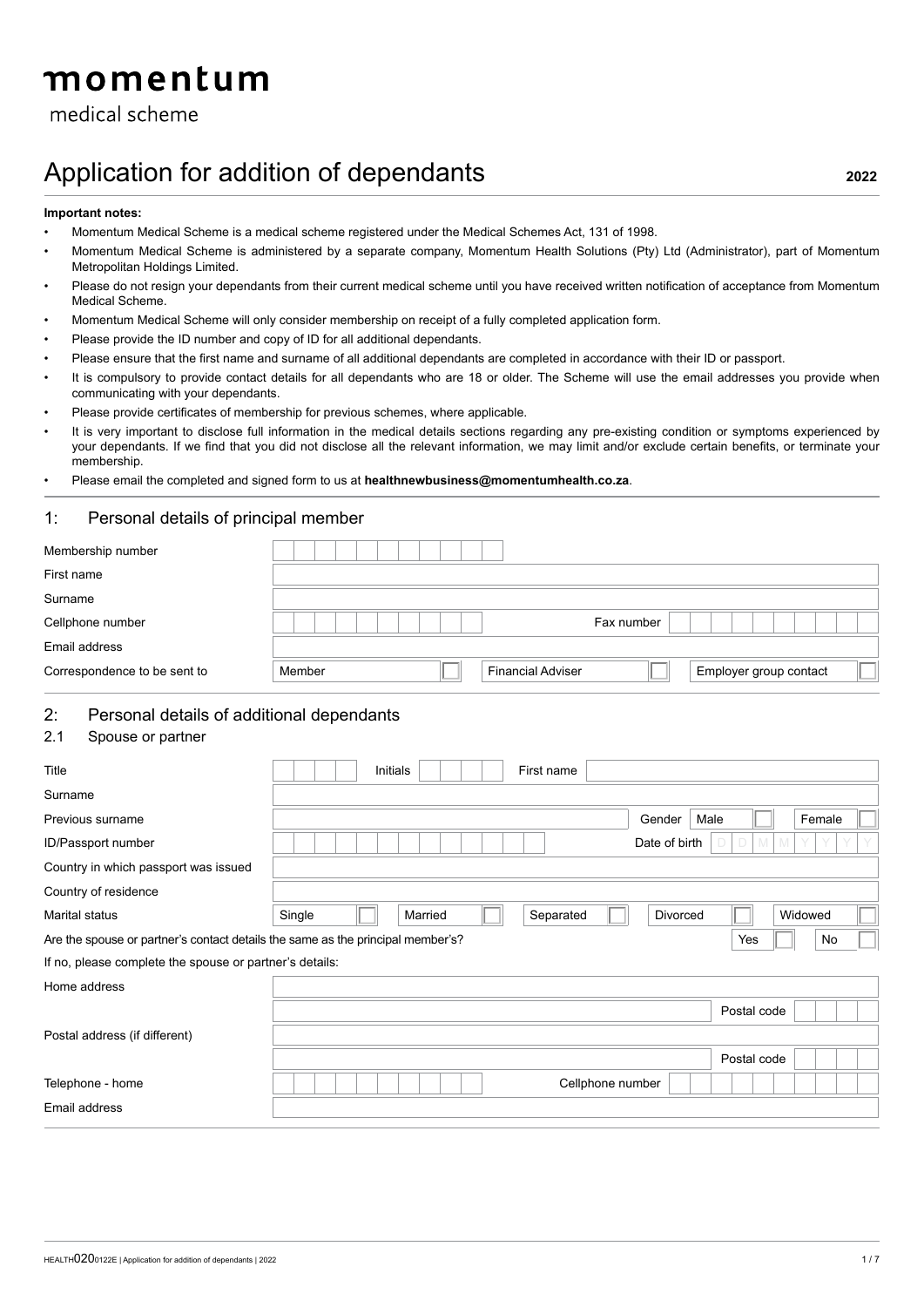# momentum

medical scheme

# Application for addition of dependants

**2022**

**Important notes:**

- Momentum Medical Scheme is a medical scheme registered under the Medical Schemes Act, 131 of 1998.
- Momentum Medical Scheme is administered by a separate company, Momentum Health Solutions (Pty) Ltd (Administrator), part of Momentum Metropolitan Holdings Limited.
- Please do not resign your dependants from their current medical scheme until you have received written notification of acceptance from Momentum Medical Scheme.
- Momentum Medical Scheme will only consider membership on receipt of a fully completed application form.
- Please provide the ID number and copy of ID for all additional dependants.
- Please ensure that the first name and surname of all additional dependants are completed in accordance with their ID or passport.
- It is compulsory to provide contact details for all dependants who are 18 or older. The Scheme will use the email addresses you provide when communicating with your dependants.
- Please provide certificates of membership for previous schemes, where applicable.
- It is very important to disclose full information in the medical details sections regarding any pre-existing condition or symptoms experienced by your dependants. If we find that you did not disclose all the relevant information, we may limit and/or exclude certain benefits, or terminate your membership.
- Please email the completed and signed form to us at **healthnewbusiness@momentumhealth.co.za**.

## 1: Personal details of principal member

| | |
|---|---|
| Membership number | |
| First name | |
| Surname | |
| Cellphone number | Fax number |
| Email address | |
| Correspondence to be sent to | Member ☐ Financial Adviser ☐ Employer group contact ☐ |

## 2: Personal details of additional dependants

### 2.1 Spouse or partner

| | |
|---|---|
| Title | Initials First name |
| Surname | |
| Previous surname | Gender Male ☐ Female ☐ |
| ID/Passport number | Date of birth D D M M Y Y Y Y |
| Country in which passport was issued | |
| Country of residence | |
| Marital status | Single ☐ Married ☐ Separated ☐ Divorced ☐ Widowed ☐ |

Are the spouse or partner's contact details the same as the principal member's? Yes ☐ No ☐

If no, please complete the spouse or partner's details:

| | |
|---|---|
| Home address | |
| | Postal code |
| Postal address (if different) | |
| | Postal code |
| Telephone - home | Cellphone number |
| Email address | |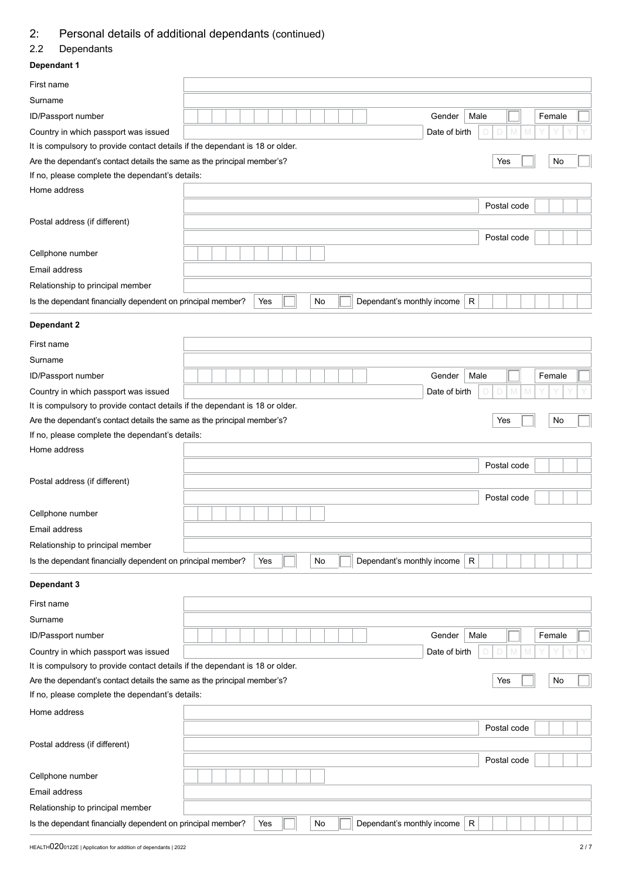# 2: Personal details of additional dependants (continued)

## 2.2 Dependants

### Dependant 1

| | |
|---|---|
| First name | |
| Surname | |
| ID/Passport number | |
| Gender | Male ☐ Female ☐ |
| Country in which passport was issued | |
| Date of birth | D D M M Y Y Y Y |

It is compulsory to provide contact details if the dependant is 18 or older.

Are the dependant's contact details the same as the principal member's? Yes ☐ No ☐

If no, please complete the dependant's details:

| | |
|---|---|
| Home address | |
| | Postal code |
| Postal address (if different) | |
| | Postal code |
| Cellphone number | |
| Email address | |
| Relationship to principal member | |

Is the dependant financially dependent on principal member? Yes ☐ No ☐ Dependant's monthly income R

### Dependant 2

| | |
|---|---|
| First name | |
| Surname | |
| ID/Passport number | |
| Gender | Male ☐ Female ☐ |
| Country in which passport was issued | |
| Date of birth | D D M M Y Y Y Y |

It is compulsory to provide contact details if the dependant is 18 or older.

Are the dependant's contact details the same as the principal member's? Yes ☐ No ☐

If no, please complete the dependant's details:

| | |
|---|---|
| Home address | |
| | Postal code |
| Postal address (if different) | |
| | Postal code |
| Cellphone number | |
| Email address | |
| Relationship to principal member | |

Is the dependant financially dependent on principal member? Yes ☐ No ☐ Dependant's monthly income R

### Dependant 3

| | |
|---|---|
| First name | |
| Surname | |
| ID/Passport number | |
| Gender | Male ☐ Female ☐ |
| Country in which passport was issued | |
| Date of birth | D D M M Y Y Y Y |

It is compulsory to provide contact details if the dependant is 18 or older.

Are the dependant's contact details the same as the principal member's? Yes ☐ No ☐

If no, please complete the dependant's details:

| | |
|---|---|
| Home address | |
| | Postal code |
| Postal address (if different) | |
| | Postal code |
| Cellphone number | |
| Email address | |
| Relationship to principal member | |

Is the dependant financially dependent on principal member? Yes ☐ No ☐ Dependant's monthly income R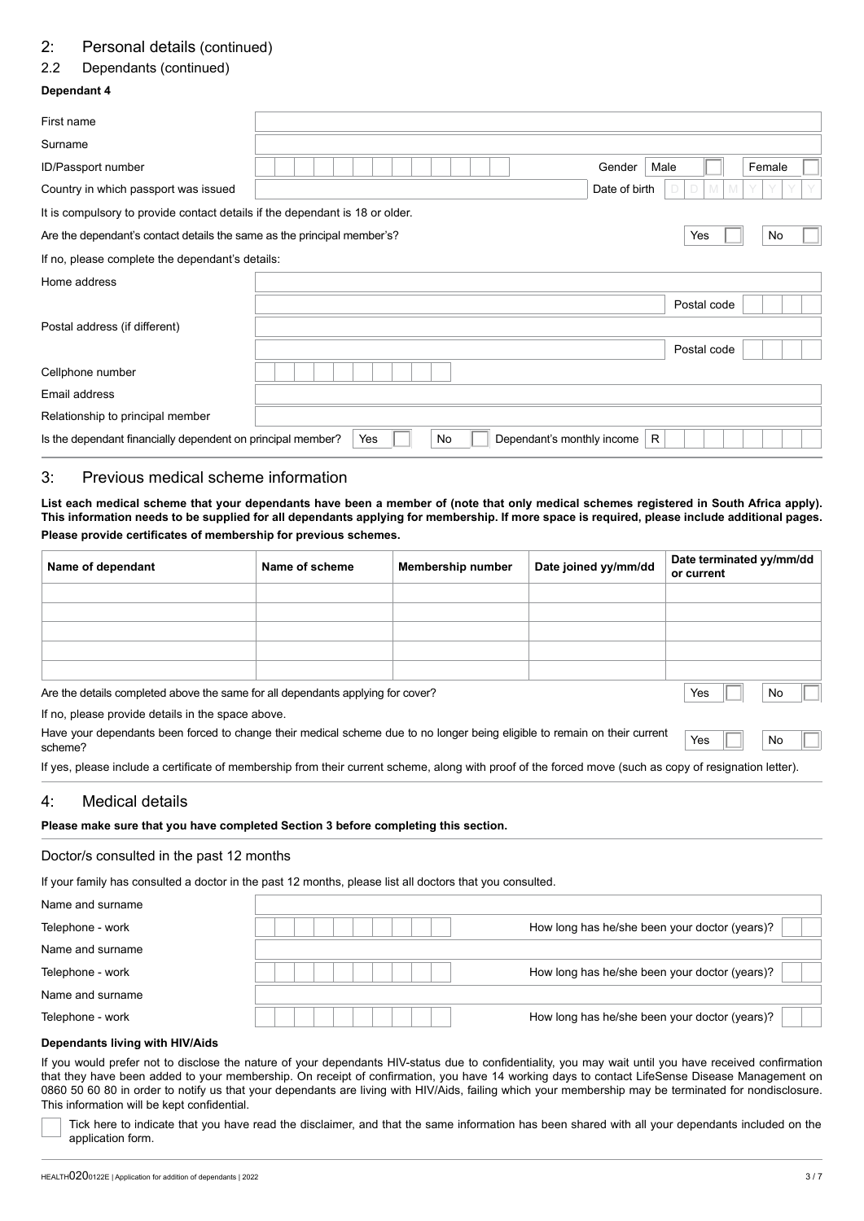## 2: Personal details (continued)

### 2.2 Dependants (continued)

**Dependant 4**

| | |
|---|---|
| First name | |
| Surname | |
| ID/Passport number | Gender: Male ☐ Female ☐ |
| Country in which passport was issued | Date of birth: D D M M Y Y Y Y |

It is compulsory to provide contact details if the dependant is 18 or older.

Are the dependant's contact details the same as the principal member's? Yes ☐ No ☐

If no, please complete the dependant's details:

| | |
|---|---|
| Home address | |
| | Postal code |
| Postal address (if different) | |
| | Postal code |
| Cellphone number | |
| Email address | |
| Relationship to principal member | |

Is the dependant financially dependent on principal member? Yes ☐ No ☐ Dependant's monthly income R

## 3: Previous medical scheme information

**List each medical scheme that your dependants have been a member of (note that only medical schemes registered in South Africa apply). This information needs to be supplied for all dependants applying for membership. If more space is required, please include additional pages.**

**Please provide certificates of membership for previous schemes.**

| Name of dependant | Name of scheme | Membership number | Date joined yy/mm/dd | Date terminated yy/mm/dd or current |
|---|---|---|---|---|
| | | | | |
| | | | | |
| | | | | |
| | | | | |
| | | | | |

Are the details completed above the same for all dependants applying for cover? Yes ☐ No ☐

If no, please provide details in the space above.

Have your dependants been forced to change their medical scheme due to no longer being eligible to remain on their current scheme? Yes ☐ No ☐

If yes, please include a certificate of membership from their current scheme, along with proof of the forced move (such as copy of resignation letter).

## 4: Medical details

**Please make sure that you have completed Section 3 before completing this section.**

### Doctor/s consulted in the past 12 months

If your family has consulted a doctor in the past 12 months, please list all doctors that you consulted.

| | |
|---|---|
| Name and surname | |
| Telephone - work | How long has he/she been your doctor (years)? |
| Name and surname | |
| Telephone - work | How long has he/she been your doctor (years)? |
| Name and surname | |
| Telephone - work | How long has he/she been your doctor (years)? |

**Dependants living with HIV/Aids**

If you would prefer not to disclose the nature of your dependants HIV-status due to confidentiality, you may wait until you have received confirmation that they have been added to your membership. On receipt of confirmation, you have 14 working days to contact LifeSense Disease Management on 0860 50 60 80 in order to notify us that your dependants are living with HIV/Aids, failing which your membership may be terminated for nondisclosure. This information will be kept confidential.

☐ Tick here to indicate that you have read the disclaimer, and that the same information has been shared with all your dependants included on the application form.

HEALTH0200122E | Application for addition of dependants | 2022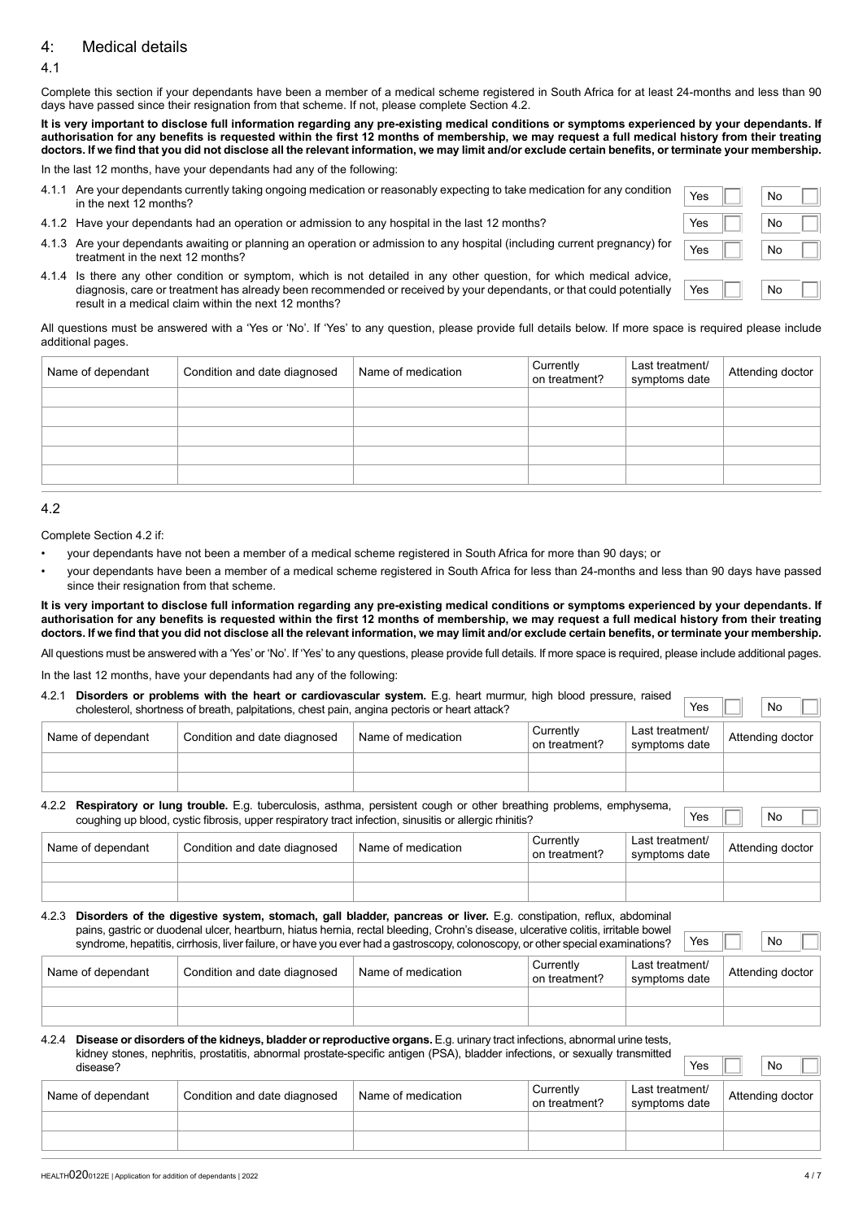## 4: Medical details

### 4.1

Complete this section if your dependants have been a member of a medical scheme registered in South Africa for at least 24-months and less than 90 days have passed since their resignation from that scheme. If not, please complete Section 4.2.

**It is very important to disclose full information regarding any pre-existing medical conditions or symptoms experienced by your dependants. If authorisation for any benefits is requested within the first 12 months of membership, we may request a full medical history from their treating doctors. If we find that you did not disclose all the relevant information, we may limit and/or exclude certain benefits, or terminate your membership.**

In the last 12 months, have your dependants had any of the following:

4.1.1 Are your dependants currently taking ongoing medication or reasonably expecting to take medication for any condition in the next 12 months? Yes ☐ No ☐

4.1.2 Have your dependants had an operation or admission to any hospital in the last 12 months? Yes ☐ No ☐

4.1.3 Are your dependants awaiting or planning an operation or admission to any hospital (including current pregnancy) for treatment in the next 12 months? Yes ☐ No ☐

4.1.4 Is there any other condition or symptom, which is not detailed in any other question, for which medical advice, diagnosis, care or treatment has already been recommended or received by your dependants, or that could potentially result in a medical claim within the next 12 months? Yes ☐ No ☐

All questions must be answered with a 'Yes or 'No'. If 'Yes' to any question, please provide full details below. If more space is required please include additional pages.

| Name of dependant | Condition and date diagnosed | Name of medication | Currently on treatment? | Last treatment/ symptoms date | Attending doctor |
|---|---|---|---|---|---|
| | | | | | |
| | | | | | |
| | | | | | |
| | | | | | |
| | | | | | |

### 4.2

Complete Section 4.2 if:

- your dependants have not been a member of a medical scheme registered in South Africa for more than 90 days; or
- your dependants have been a member of a medical scheme registered in South Africa for less than 24-months and less than 90 days have passed since their resignation from that scheme.

**It is very important to disclose full information regarding any pre-existing medical conditions or symptoms experienced by your dependants. If authorisation for any benefits is requested within the first 12 months of membership, we may request a full medical history from their treating doctors. If we find that you did not disclose all the relevant information, we may limit and/or exclude certain benefits, or terminate your membership.**

All questions must be answered with a 'Yes' or 'No'. If 'Yes' to any questions, please provide full details. If more space is required, please include additional pages.

In the last 12 months, have your dependants had any of the following:

4.2.1 **Disorders or problems with the heart or cardiovascular system.** E.g. heart murmur, high blood pressure, raised cholesterol, shortness of breath, palpitations, chest pain, angina pectoris or heart attack? Yes ☐ No ☐

| Name of dependant | Condition and date diagnosed | Name of medication | Currently on treatment? | Last treatment/ symptoms date | Attending doctor |
|---|---|---|---|---|---|
| | | | | | |
| | | | | | |

4.2.2 **Respiratory or lung trouble.** E.g. tuberculosis, asthma, persistent cough or other breathing problems, emphysema, coughing up blood, cystic fibrosis, upper respiratory tract infection, sinusitis or allergic rhinitis? Yes ☐ No ☐

| Name of dependant | Condition and date diagnosed | Name of medication | Currently on treatment? | Last treatment/ symptoms date | Attending doctor |
|---|---|---|---|---|---|
| | | | | | |
| | | | | | |

4.2.3 **Disorders of the digestive system, stomach, gall bladder, pancreas or liver.** E.g. constipation, reflux, abdominal pains, gastric or duodenal ulcer, heartburn, hiatus hernia, rectal bleeding, Crohn's disease, ulcerative colitis, irritable bowel syndrome, hepatitis, cirrhosis, liver failure, or have you ever had a gastroscopy, colonoscopy, or other special examinations? Yes ☐ No ☐

| Name of dependant | Condition and date diagnosed | Name of medication | Currently on treatment? | Last treatment/ symptoms date | Attending doctor |
|---|---|---|---|---|---|
| | | | | | |
| | | | | | |

4.2.4 **Disease or disorders of the kidneys, bladder or reproductive organs.** E.g. urinary tract infections, abnormal urine tests, kidney stones, nephritis, prostatitis, abnormal prostate-specific antigen (PSA), bladder infections, or sexually transmitted disease? Yes ☐ No ☐

| Name of dependant | Condition and date diagnosed | Name of medication | Currently on treatment? | Last treatment/ symptoms date | Attending doctor |
|---|---|---|---|---|---|
| | | | | | |
| | | | | | |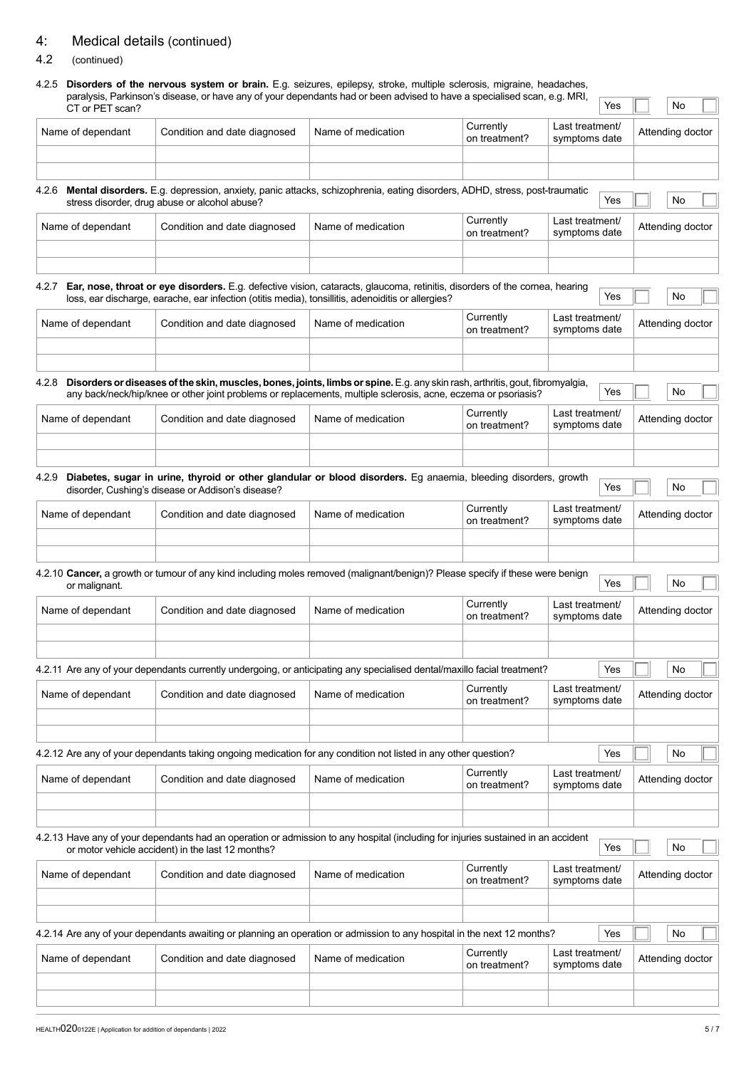# 4: Medical details (continued)

## 4.2 (continued)

4.2.5 **Disorders of the nervous system or brain.** E.g. seizures, epilepsy, stroke, multiple sclerosis, migraine, headaches, paralysis, Parkinson's disease, or have any of your dependants had or been advised to have a specialised scan, e.g. MRI, CT or PET scan? Yes ☐ No ☐

| Name of dependant | Condition and date diagnosed | Name of medication | Currently on treatment? | Last treatment/ symptoms date | Attending doctor |
| --- | --- | --- | --- | --- | --- |
| | | | | | |
| | | | | | |

4.2.6 **Mental disorders.** E.g. depression, anxiety, panic attacks, schizophrenia, eating disorders, ADHD, stress, post-traumatic stress disorder, drug abuse or alcohol abuse? Yes ☐ No ☐

| Name of dependant | Condition and date diagnosed | Name of medication | Currently on treatment? | Last treatment/ symptoms date | Attending doctor |
| --- | --- | --- | --- | --- | --- |
| | | | | | |
| | | | | | |

4.2.7 **Ear, nose, throat or eye disorders.** E.g. defective vision, cataracts, glaucoma, retinitis, disorders of the cornea, hearing loss, ear discharge, earache, ear infection (otitis media), tonsillitis, adenoiditis or allergies? Yes ☐ No ☐

| Name of dependant | Condition and date diagnosed | Name of medication | Currently on treatment? | Last treatment/ symptoms date | Attending doctor |
| --- | --- | --- | --- | --- | --- |
| | | | | | |
| | | | | | |

4.2.8 **Disorders or diseases of the skin, muscles, bones, joints, limbs or spine.** E.g. any skin rash, arthritis, gout, fibromyalgia, any back/neck/hip/knee or other joint problems or replacements, multiple sclerosis, acne, eczema or psoriasis? Yes ☐ No ☐

| Name of dependant | Condition and date diagnosed | Name of medication | Currently on treatment? | Last treatment/ symptoms date | Attending doctor |
| --- | --- | --- | --- | --- | --- |
| | | | | | |
| | | | | | |

4.2.9 **Diabetes, sugar in urine, thyroid or other glandular or blood disorders.** Eg anaemia, bleeding disorders, growth disorder, Cushing's disease or Addison's disease? Yes ☐ No ☐

| Name of dependant | Condition and date diagnosed | Name of medication | Currently on treatment? | Last treatment/ symptoms date | Attending doctor |
| --- | --- | --- | --- | --- | --- |
| | | | | | |
| | | | | | |

4.2.10 **Cancer,** a growth or tumour of any kind including moles removed (malignant/benign)? Please specify if these were benign or malignant. Yes ☐ No ☐

| Name of dependant | Condition and date diagnosed | Name of medication | Currently on treatment? | Last treatment/ symptoms date | Attending doctor |
| --- | --- | --- | --- | --- | --- |
| | | | | | |
| | | | | | |

4.2.11 Are any of your dependants currently undergoing, or anticipating any specialised dental/maxillo facial treatment? Yes ☐ No ☐

| Name of dependant | Condition and date diagnosed | Name of medication | Currently on treatment? | Last treatment/ symptoms date | Attending doctor |
| --- | --- | --- | --- | --- | --- |
| | | | | | |
| | | | | | |

4.2.12 Are any of your dependants taking ongoing medication for any condition not listed in any other question? Yes ☐ No ☐

| Name of dependant | Condition and date diagnosed | Name of medication | Currently on treatment? | Last treatment/ symptoms date | Attending doctor |
| --- | --- | --- | --- | --- | --- |
| | | | | | |
| | | | | | |

4.2.13 Have any of your dependants had an operation or admission to any hospital (including for injuries sustained in an accident or motor vehicle accident) in the last 12 months? Yes ☐ No ☐

| Name of dependant | Condition and date diagnosed | Name of medication | Currently on treatment? | Last treatment/ symptoms date | Attending doctor |
| --- | --- | --- | --- | --- | --- |
| | | | | | |
| | | | | | |

4.2.14 Are any of your dependants awaiting or planning an operation or admission to any hospital in the next 12 months? Yes ☐ No ☐

| Name of dependant | Condition and date diagnosed | Name of medication | Currently on treatment? | Last treatment/ symptoms date | Attending doctor |
| --- | --- | --- | --- | --- | --- |
| | | | | | |
| | | | | | |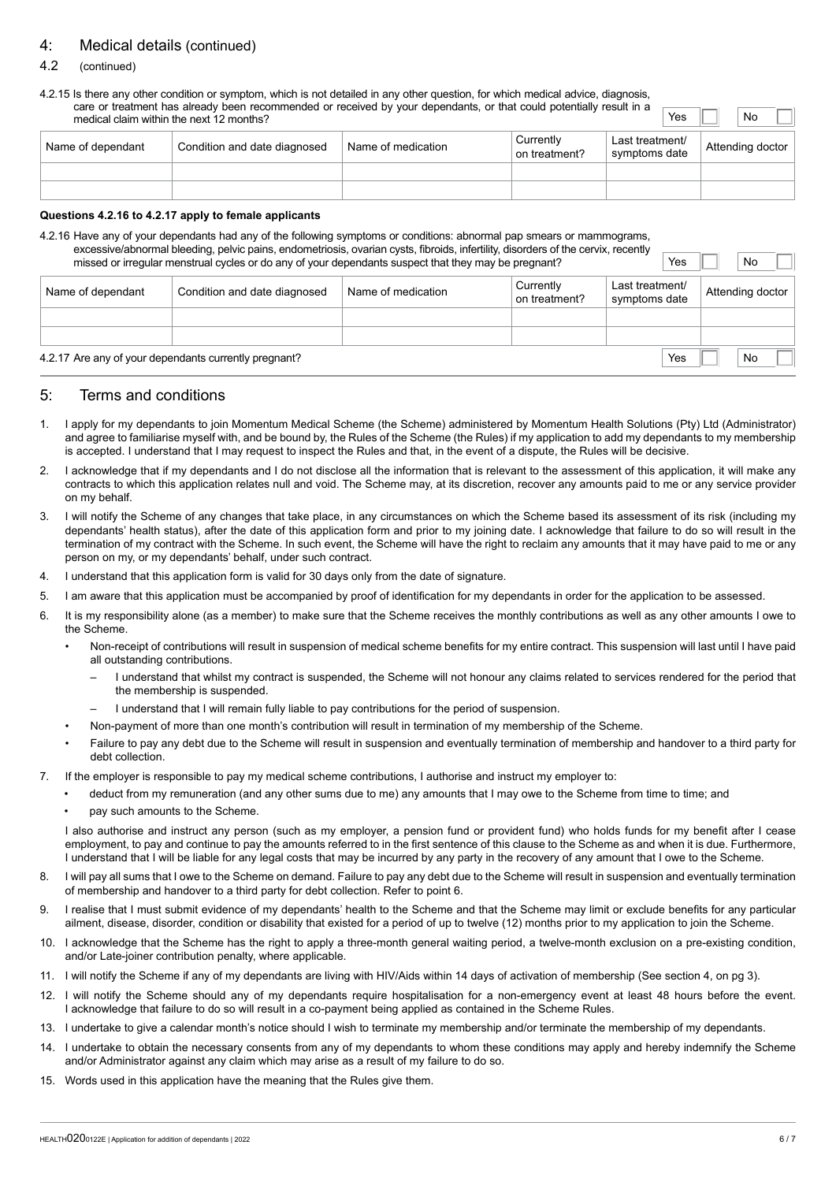## 4: Medical details (continued)

### 4.2 (continued)

4.2.15 Is there any other condition or symptom, which is not detailed in any other question, for which medical advice, diagnosis, care or treatment has already been recommended or received by your dependants, or that could potentially result in a medical claim within the next 12 months? Yes ☐ No ☐

| Name of dependant | Condition and date diagnosed | Name of medication | Currently on treatment? | Last treatment/ symptoms date | Attending doctor |
|---|---|---|---|---|---|
| | | | | | |
| | | | | | |

**Questions 4.2.16 to 4.2.17 apply to female applicants**

4.2.16 Have any of your dependants had any of the following symptoms or conditions: abnormal pap smears or mammograms, excessive/abnormal bleeding, pelvic pains, endometriosis, ovarian cysts, fibroids, infertility, disorders of the cervix, recently missed or irregular menstrual cycles or do any of your dependants suspect that they may be pregnant? Yes ☐ No ☐

| Name of dependant | Condition and date diagnosed | Name of medication | Currently on treatment? | Last treatment/ symptoms date | Attending doctor |
|---|---|---|---|---|---|
| | | | | | |
| | | | | | |

4.2.17 Are any of your dependants currently pregnant? Yes ☐ No ☐

## 5: Terms and conditions

1. I apply for my dependants to join Momentum Medical Scheme (the Scheme) administered by Momentum Health Solutions (Pty) Ltd (Administrator) and agree to familiarise myself with, and be bound by, the Rules of the Scheme (the Rules) if my application to add my dependants to my membership is accepted. I understand that I may request to inspect the Rules and that, in the event of a dispute, the Rules will be decisive.
2. I acknowledge that if my dependants and I do not disclose all the information that is relevant to the assessment of this application, it will make any contracts to which this application relates null and void. The Scheme may, at its discretion, recover any amounts paid to me or any service provider on my behalf.
3. I will notify the Scheme of any changes that take place, in any circumstances on which the Scheme based its assessment of its risk (including my dependants' health status), after the date of this application form and prior to my joining date. I acknowledge that failure to do so will result in the termination of my contract with the Scheme. In such event, the Scheme will have the right to reclaim any amounts that it may have paid to me or any person on my, or my dependants' behalf, under such contract.
4. I understand that this application form is valid for 30 days only from the date of signature.
5. I am aware that this application must be accompanied by proof of identification for my dependants in order for the application to be assessed.
6. It is my responsibility alone (as a member) to make sure that the Scheme receives the monthly contributions as well as any other amounts I owe to the Scheme.
   - Non-receipt of contributions will result in suspension of medical scheme benefits for my entire contract. This suspension will last until I have paid all outstanding contributions.
     - I understand that whilst my contract is suspended, the Scheme will not honour any claims related to services rendered for the period that the membership is suspended.
     - I understand that I will remain fully liable to pay contributions for the period of suspension.
   - Non-payment of more than one month's contribution will result in termination of my membership of the Scheme.
   - Failure to pay any debt due to the Scheme will result in suspension and eventually termination of membership and handover to a third party for debt collection.
7. If the employer is responsible to pay my medical scheme contributions, I authorise and instruct my employer to:
   - deduct from my remuneration (and any other sums due to me) any amounts that I may owe to the Scheme from time to time; and
   - pay such amounts to the Scheme.

   I also authorise and instruct any person (such as my employer, a pension fund or provident fund) who holds funds for my benefit after I cease employment, to pay and continue to pay the amounts referred to in the first sentence of this clause to the Scheme as and when it is due. Furthermore, I understand that I will be liable for any legal costs that may be incurred by any party in the recovery of any amount that I owe to the Scheme.
8. I will pay all sums that I owe to the Scheme on demand. Failure to pay any debt due to the Scheme will result in suspension and eventually termination of membership and handover to a third party for debt collection. Refer to point 6.
9. I realise that I must submit evidence of my dependants' health to the Scheme and that the Scheme may limit or exclude benefits for any particular ailment, disease, disorder, condition or disability that existed for a period of up to twelve (12) months prior to my application to join the Scheme.
10. I acknowledge that the Scheme has the right to apply a three-month general waiting period, a twelve-month exclusion on a pre-existing condition, and/or Late-joiner contribution penalty, where applicable.
11. I will notify the Scheme if any of my dependants are living with HIV/Aids within 14 days of activation of membership (See section 4, on pg 3).
12. I will notify the Scheme should any of my dependants require hospitalisation for a non-emergency event at least 48 hours before the event. I acknowledge that failure to do so will result in a co-payment being applied as contained in the Scheme Rules.
13. I undertake to give a calendar month's notice should I wish to terminate my membership and/or terminate the membership of my dependants.
14. I undertake to obtain the necessary consents from any of my dependants to whom these conditions may apply and hereby indemnify the Scheme and/or Administrator against any claim which may arise as a result of my failure to do so.
15. Words used in this application have the meaning that the Rules give them.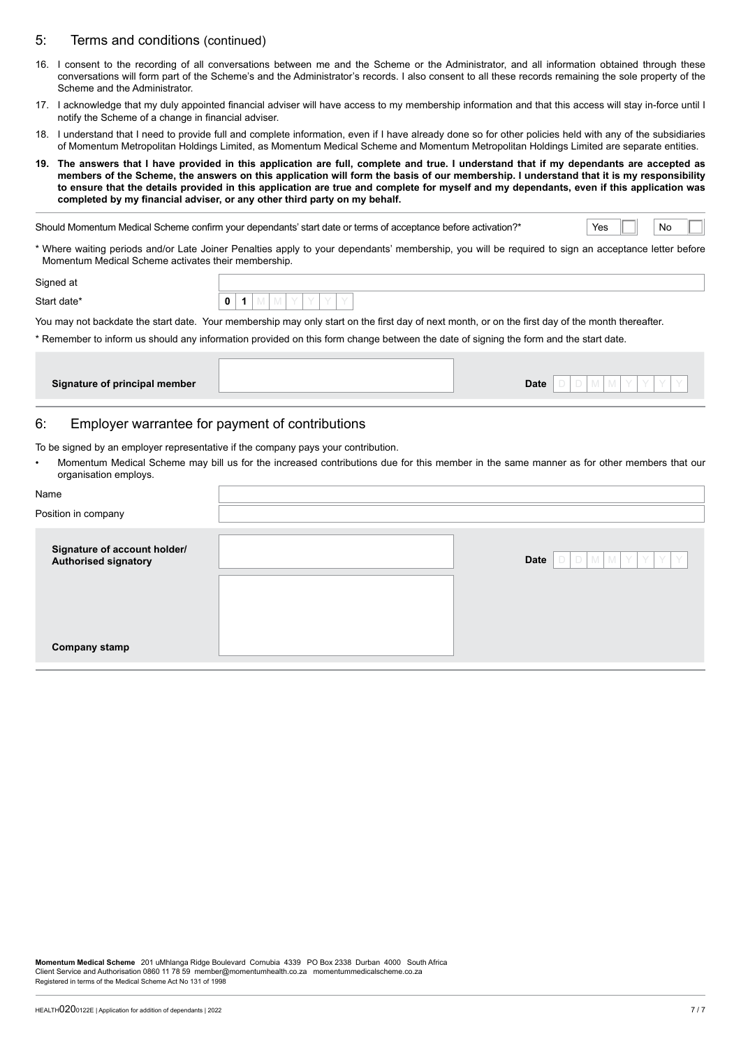## 5: Terms and conditions (continued)

16. I consent to the recording of all conversations between me and the Scheme or the Administrator, and all information obtained through these conversations will form part of the Scheme's and the Administrator's records. I also consent to all these records remaining the sole property of the Scheme and the Administrator.
17. I acknowledge that my duly appointed financial adviser will have access to my membership information and that this access will stay in-force until I notify the Scheme of a change in financial adviser.
18. I understand that I need to provide full and complete information, even if I have already done so for other policies held with any of the subsidiaries of Momentum Metropolitan Holdings Limited, as Momentum Medical Scheme and Momentum Metropolitan Holdings Limited are separate entities.
19. **The answers that I have provided in this application are full, complete and true. I understand that if my dependants are accepted as members of the Scheme, the answers on this application will form the basis of our membership. I understand that it is my responsibility to ensure that the details provided in this application are true and complete for myself and my dependants, even if this application was completed by my financial adviser, or any other third party on my behalf.**

Should Momentum Medical Scheme confirm your dependants' start date or terms of acceptance before activation?* Yes ☐ No ☐

\* Where waiting periods and/or Late Joiner Penalties apply to your dependants' membership, you will be required to sign an acceptance letter before Momentum Medical Scheme activates their membership.

| | |
|---|---|
| Signed at | |
| Start date* | 0 1 M M Y Y Y Y |

You may not backdate the start date. Your membership may only start on the first day of next month, or on the first day of the month thereafter.

\* Remember to inform us should any information provided on this form change between the date of signing the form and the start date.

| | | | |
|---|---|---|---|
| **Signature of principal member** | | **Date** | D D M M Y Y Y Y |

## 6: Employer warrantee for payment of contributions

To be signed by an employer representative if the company pays your contribution.

- Momentum Medical Scheme may bill us for the increased contributions due for this member in the same manner as for other members that our organisation employs.

| | |
|---|---|
| Name | |
| Position in company | |

| | | | |
|---|---|---|---|
| **Signature of account holder/ Authorised signatory** | | **Date** | D D M M Y Y Y Y |
| **Company stamp** | | | |

**Momentum Medical Scheme** 201 uMhlanga Ridge Boulevard Cornubia 4339 PO Box 2338 Durban 4000 South Africa
Client Service and Authorisation 0860 11 78 59 member@momentumhealth.co.za momentummedicalscheme.co.za
Registered in terms of the Medical Scheme Act No 131 of 1998

HEALTH0200122E | Application for addition of dependants | 2022